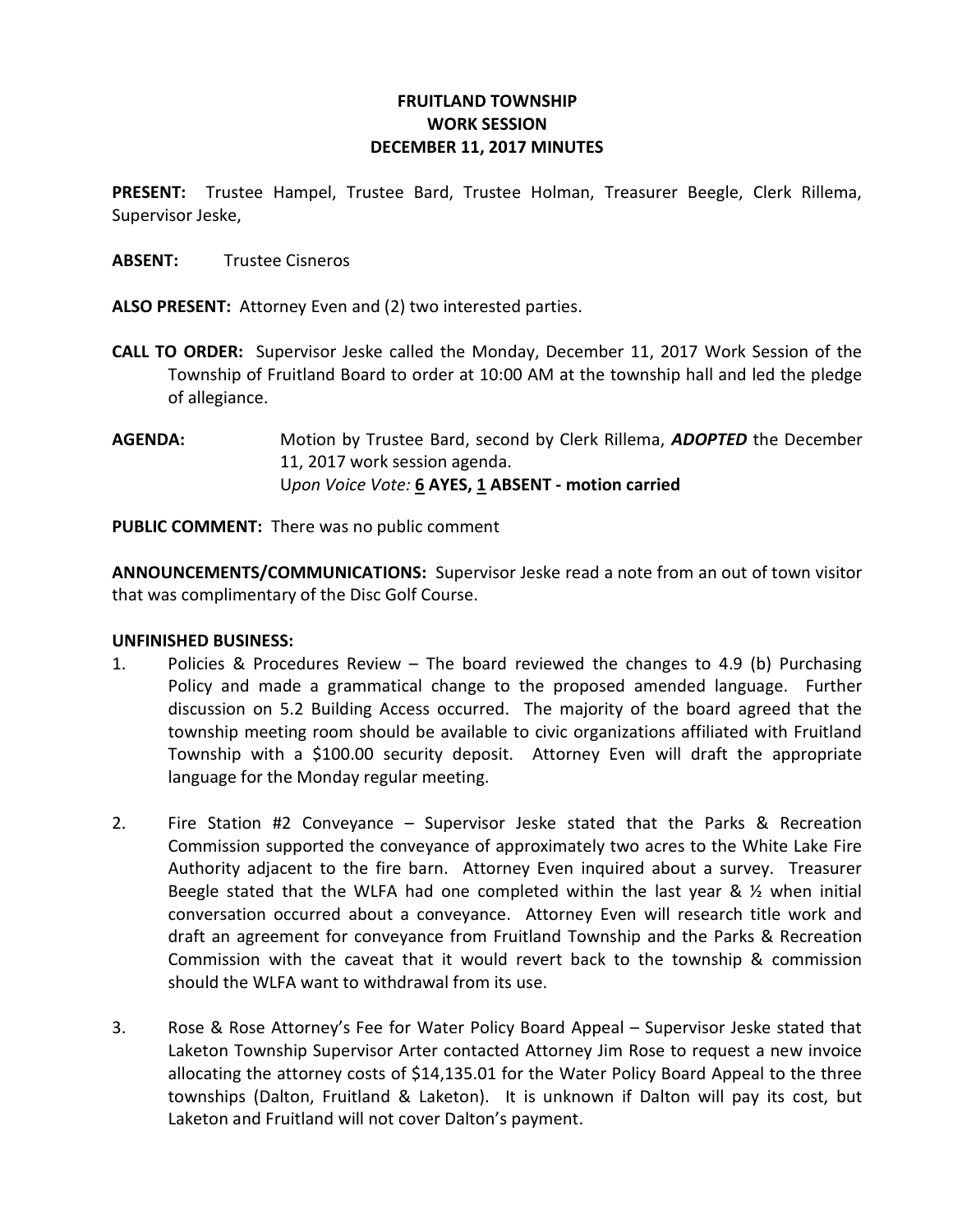# FRUITLAND TOWNSHIP
## WORK SESSION
## DECEMBER 11, 2017 MINUTES

**PRESENT:** Trustee Hampel, Trustee Bard, Trustee Holman, Treasurer Beegle, Clerk Rillema, Supervisor Jeske,

**ABSENT:** Trustee Cisneros

**ALSO PRESENT:** Attorney Even and (2) two interested parties.

**CALL TO ORDER:** Supervisor Jeske called the Monday, December 11, 2017 Work Session of the Township of Fruitland Board to order at 10:00 AM at the township hall and led the pledge of allegiance.

**AGENDA:** Motion by Trustee Bard, second by Clerk Rillema, ***ADOPTED*** the December 11, 2017 work session agenda.
U*pon Voice Vote:* **<u>6</u> AYES, <u>1</u> ABSENT - motion carried**

**PUBLIC COMMENT:** There was no public comment

**ANNOUNCEMENTS/COMMUNICATIONS:** Supervisor Jeske read a note from an out of town visitor that was complimentary of the Disc Golf Course.

**UNFINISHED BUSINESS:**

1. Policies & Procedures Review – The board reviewed the changes to 4.9 (b) Purchasing Policy and made a grammatical change to the proposed amended language. Further discussion on 5.2 Building Access occurred. The majority of the board agreed that the township meeting room should be available to civic organizations affiliated with Fruitland Township with a $100.00 security deposit. Attorney Even will draft the appropriate language for the Monday regular meeting.

2. Fire Station #2 Conveyance – Supervisor Jeske stated that the Parks & Recreation Commission supported the conveyance of approximately two acres to the White Lake Fire Authority adjacent to the fire barn. Attorney Even inquired about a survey. Treasurer Beegle stated that the WLFA had one completed within the last year & ½ when initial conversation occurred about a conveyance. Attorney Even will research title work and draft an agreement for conveyance from Fruitland Township and the Parks & Recreation Commission with the caveat that it would revert back to the township & commission should the WLFA want to withdrawal from its use.

3. Rose & Rose Attorney's Fee for Water Policy Board Appeal – Supervisor Jeske stated that Laketon Township Supervisor Arter contacted Attorney Jim Rose to request a new invoice allocating the attorney costs of $14,135.01 for the Water Policy Board Appeal to the three townships (Dalton, Fruitland & Laketon). It is unknown if Dalton will pay its cost, but Laketon and Fruitland will not cover Dalton's payment.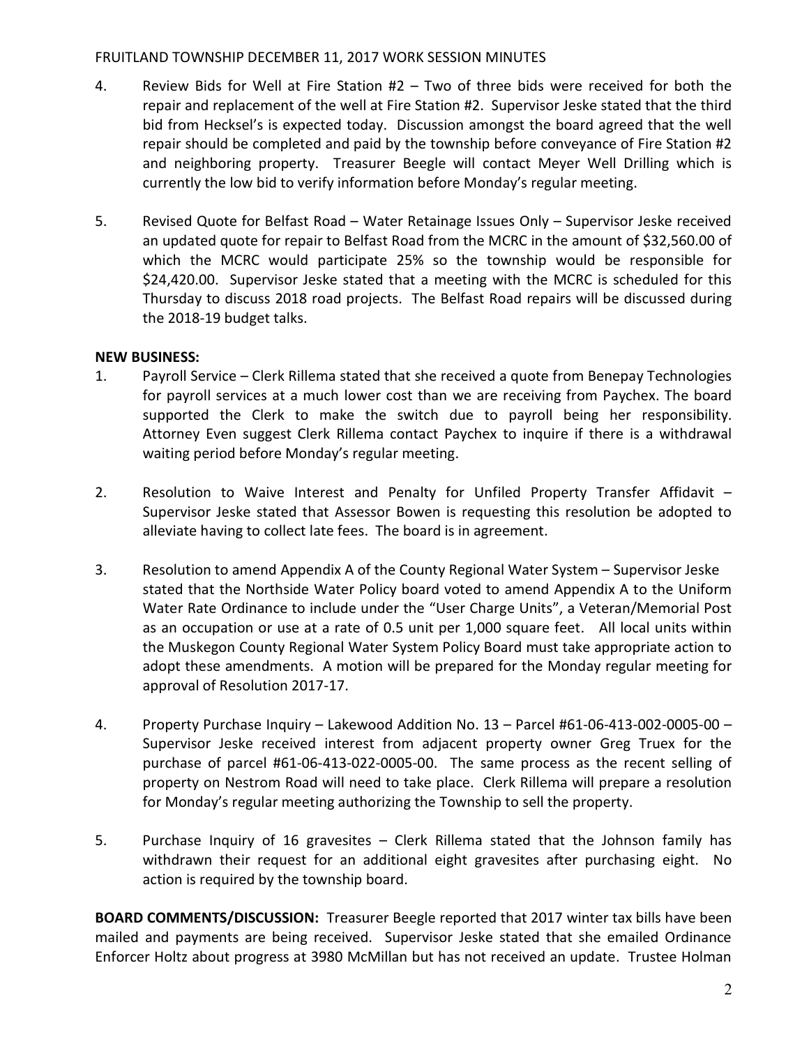4. Review Bids for Well at Fire Station #2 – Two of three bids were received for both the repair and replacement of the well at Fire Station #2. Supervisor Jeske stated that the third bid from Hecksel's is expected today. Discussion amongst the board agreed that the well repair should be completed and paid by the township before conveyance of Fire Station #2 and neighboring property. Treasurer Beegle will contact Meyer Well Drilling which is currently the low bid to verify information before Monday's regular meeting.

5. Revised Quote for Belfast Road – Water Retainage Issues Only – Supervisor Jeske received an updated quote for repair to Belfast Road from the MCRC in the amount of $32,560.00 of which the MCRC would participate 25% so the township would be responsible for $24,420.00. Supervisor Jeske stated that a meeting with the MCRC is scheduled for this Thursday to discuss 2018 road projects. The Belfast Road repairs will be discussed during the 2018-19 budget talks.

**NEW BUSINESS:**

1. Payroll Service – Clerk Rillema stated that she received a quote from Benepay Technologies for payroll services at a much lower cost than we are receiving from Paychex. The board supported the Clerk to make the switch due to payroll being her responsibility. Attorney Even suggest Clerk Rillema contact Paychex to inquire if there is a withdrawal waiting period before Monday's regular meeting.

2. Resolution to Waive Interest and Penalty for Unfiled Property Transfer Affidavit – Supervisor Jeske stated that Assessor Bowen is requesting this resolution be adopted to alleviate having to collect late fees. The board is in agreement.

3. Resolution to amend Appendix A of the County Regional Water System – Supervisor Jeske stated that the Northside Water Policy board voted to amend Appendix A to the Uniform Water Rate Ordinance to include under the "User Charge Units", a Veteran/Memorial Post as an occupation or use at a rate of 0.5 unit per 1,000 square feet. All local units within the Muskegon County Regional Water System Policy Board must take appropriate action to adopt these amendments. A motion will be prepared for the Monday regular meeting for approval of Resolution 2017-17.

4. Property Purchase Inquiry – Lakewood Addition No. 13 – Parcel #61-06-413-002-0005-00 – Supervisor Jeske received interest from adjacent property owner Greg Truex for the purchase of parcel #61-06-413-022-0005-00. The same process as the recent selling of property on Nestrom Road will need to take place. Clerk Rillema will prepare a resolution for Monday's regular meeting authorizing the Township to sell the property.

5. Purchase Inquiry of 16 gravesites – Clerk Rillema stated that the Johnson family has withdrawn their request for an additional eight gravesites after purchasing eight. No action is required by the township board.

**BOARD COMMENTS/DISCUSSION:** Treasurer Beegle reported that 2017 winter tax bills have been mailed and payments are being received. Supervisor Jeske stated that she emailed Ordinance Enforcer Holtz about progress at 3980 McMillan but has not received an update. Trustee Holman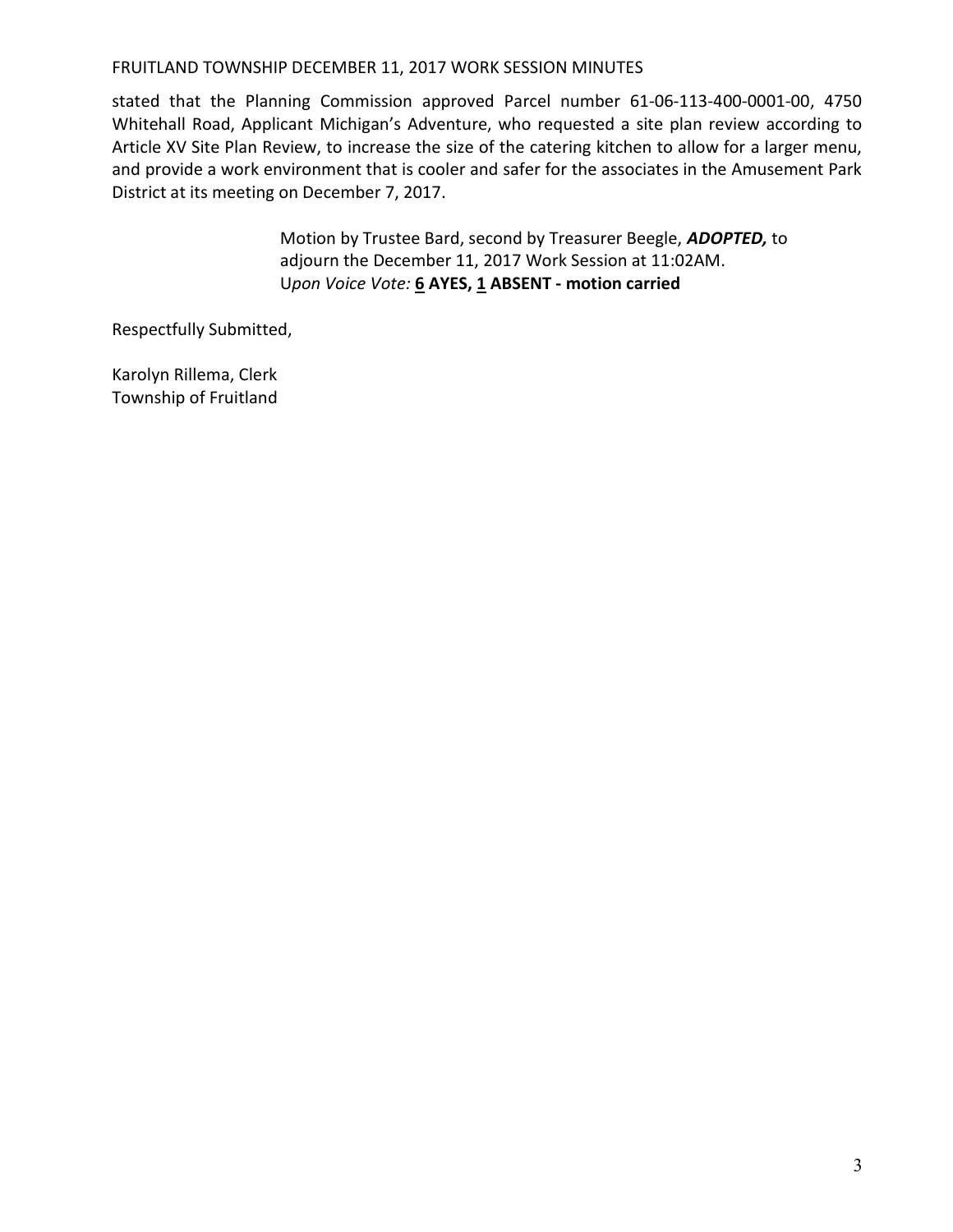stated that the Planning Commission approved Parcel number 61-06-113-400-0001-00, 4750 Whitehall Road, Applicant Michigan's Adventure, who requested a site plan review according to Article XV Site Plan Review, to increase the size of the catering kitchen to allow for a larger menu, and provide a work environment that is cooler and safer for the associates in the Amusement Park District at its meeting on December 7, 2017.

Motion by Trustee Bard, second by Treasurer Beegle, ***ADOPTED,*** to adjourn the December 11, 2017 Work Session at 11:02AM.
U*pon Voice Vote:* **6 AYES, 1 ABSENT - motion carried**

Respectfully Submitted,

Karolyn Rillema, Clerk
Township of Fruitland